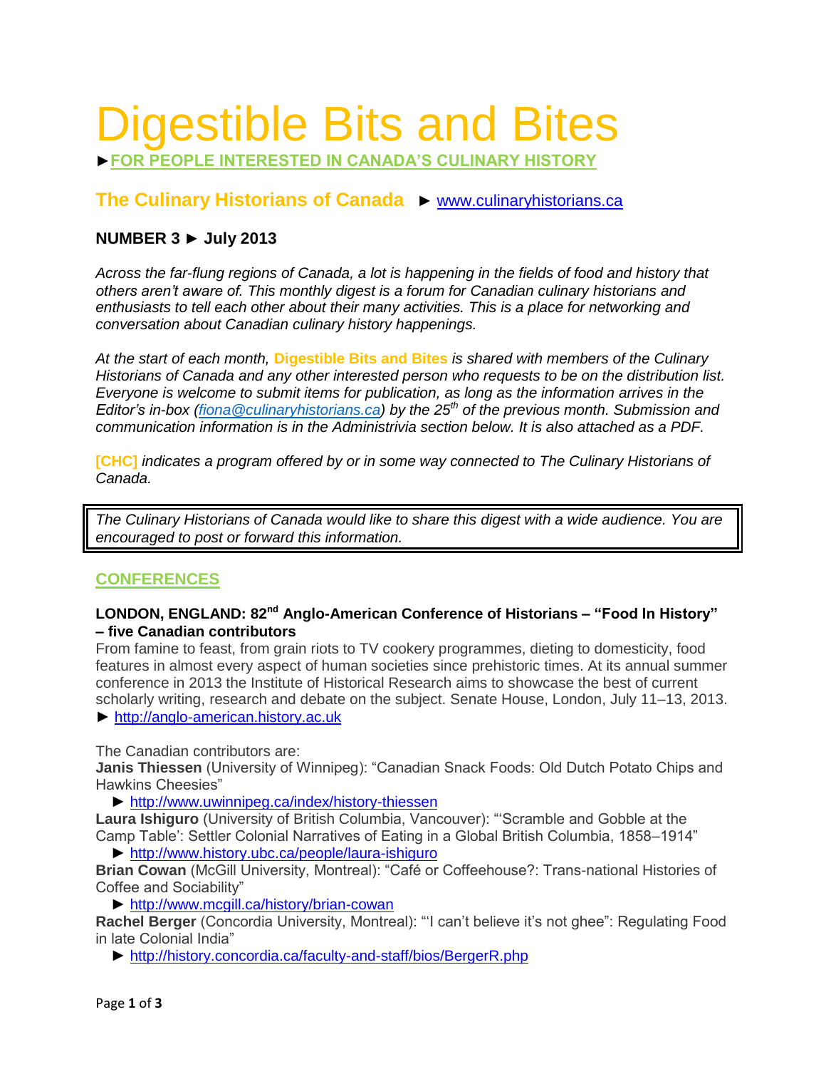# Digestible Bits and Bites

►**FOR PEOPLE INTERESTED IN CANADA'S CULINARY HISTORY**

## The Culinary Historians of Canada ► www.culinaryhistorians.ca

**NUMBER 3 ► July 2013**

*Across the far-flung regions of Canada, a lot is happening in the fields of food and history that others aren't aware of. This monthly digest is a forum for Canadian culinary historians and enthusiasts to tell each other about their many activities. This is a place for networking and conversation about Canadian culinary history happenings.*

*At the start of each month,* **Digestible Bits and Bites** *is shared with members of the Culinary Historians of Canada and any other interested person who requests to be on the distribution list. Everyone is welcome to submit items for publication, as long as the information arrives in the Editor's in-box (fiona@culinaryhistorians.ca) by the 25th of the previous month. Submission and communication information is in the Administrivia section below. It is also attached as a PDF.*

**[CHC]** *indicates a program offered by or in some way connected to The Culinary Historians of Canada.*

*The Culinary Historians of Canada would like to share this digest with a wide audience. You are encouraged to post or forward this information.*

## CONFERENCES

### LONDON, ENGLAND: 82nd Anglo-American Conference of Historians – "Food In History" – five Canadian contributors

From famine to feast, from grain riots to TV cookery programmes, dieting to domesticity, food features in almost every aspect of human societies since prehistoric times. At its annual summer conference in 2013 the Institute of Historical Research aims to showcase the best of current scholarly writing, research and debate on the subject. Senate House, London, July 11–13, 2013.
► http://anglo-american.history.ac.uk

The Canadian contributors are:

**Janis Thiessen** (University of Winnipeg): "Canadian Snack Foods: Old Dutch Potato Chips and Hawkins Cheesies"
► http://www.uwinnipeg.ca/index/history-thiessen

**Laura Ishiguro** (University of British Columbia, Vancouver): "'Scramble and Gobble at the Camp Table': Settler Colonial Narratives of Eating in a Global British Columbia, 1858–1914"
► http://www.history.ubc.ca/people/laura-ishiguro

**Brian Cowan** (McGill University, Montreal): "Café or Coffeehouse?: Trans-national Histories of Coffee and Sociability"
► http://www.mcgill.ca/history/brian-cowan

**Rachel Berger** (Concordia University, Montreal): "'I can't believe it's not ghee": Regulating Food in late Colonial India"
► http://history.concordia.ca/faculty-and-staff/bios/BergerR.php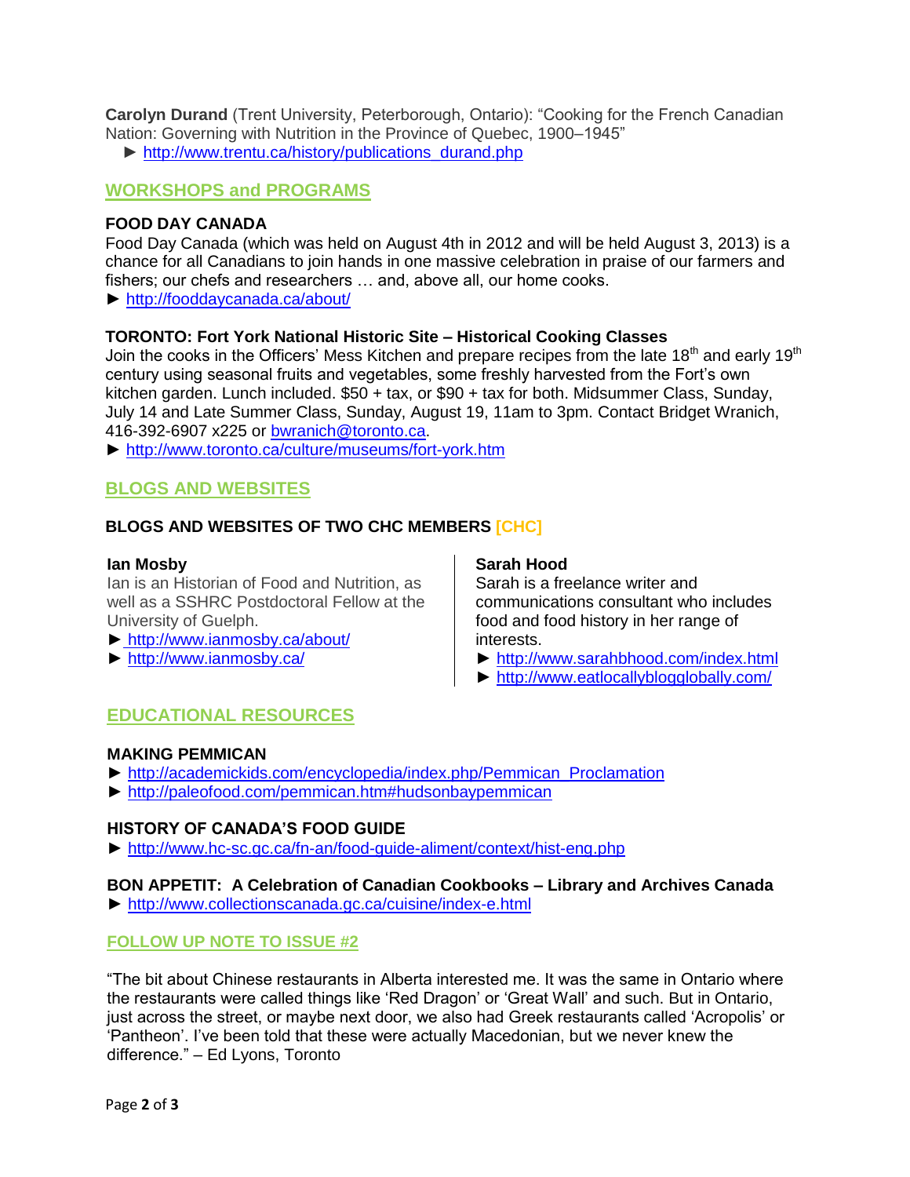**Carolyn Durand** (Trent University, Peterborough, Ontario): "Cooking for the French Canadian Nation: Governing with Nutrition in the Province of Quebec, 1900–1945"

► http://www.trentu.ca/history/publications_durand.php

## WORKSHOPS and PROGRAMS

### FOOD DAY CANADA

Food Day Canada (which was held on August 4th in 2012 and will be held August 3, 2013) is a chance for all Canadians to join hands in one massive celebration in praise of our farmers and fishers; our chefs and researchers … and, above all, our home cooks.

► http://fooddaycanada.ca/about/

### TORONTO: Fort York National Historic Site – Historical Cooking Classes

Join the cooks in the Officers' Mess Kitchen and prepare recipes from the late 18th and early 19th century using seasonal fruits and vegetables, some freshly harvested from the Fort's own kitchen garden. Lunch included. $50 + tax, or $90 + tax for both. Midsummer Class, Sunday, July 14 and Late Summer Class, Sunday, August 19, 11am to 3pm. Contact Bridget Wranich, 416-392-6907 x225 or bwranich@toronto.ca.

► http://www.toronto.ca/culture/museums/fort-york.htm

## BLOGS AND WEBSITES

### BLOGS AND WEBSITES OF TWO CHC MEMBERS [CHC]

**Ian Mosby**

Ian is an Historian of Food and Nutrition, as well as a SSHRC Postdoctoral Fellow at the University of Guelph.

► http://www.ianmosby.ca/about/

► http://www.ianmosby.ca/

**Sarah Hood**

Sarah is a freelance writer and communications consultant who includes food and food history in her range of interests.

► http://www.sarahbhood.com/index.html

► http://www.eatlocallyblogglobally.com/

## EDUCATIONAL RESOURCES

### MAKING PEMMICAN

► http://academickids.com/encyclopedia/index.php/Pemmican_Proclamation

► http://paleofood.com/pemmican.htm#hudsonbaypemmican

### HISTORY OF CANADA'S FOOD GUIDE

► http://www.hc-sc.gc.ca/fn-an/food-guide-aliment/context/hist-eng.php

### BON APPETIT: A Celebration of Canadian Cookbooks – Library and Archives Canada

► http://www.collectionscanada.gc.ca/cuisine/index-e.html

## FOLLOW UP NOTE TO ISSUE #2

"The bit about Chinese restaurants in Alberta interested me. It was the same in Ontario where the restaurants were called things like 'Red Dragon' or 'Great Wall' and such. But in Ontario, just across the street, or maybe next door, we also had Greek restaurants called 'Acropolis' or 'Pantheon'. I've been told that these were actually Macedonian, but we never knew the difference." – Ed Lyons, Toronto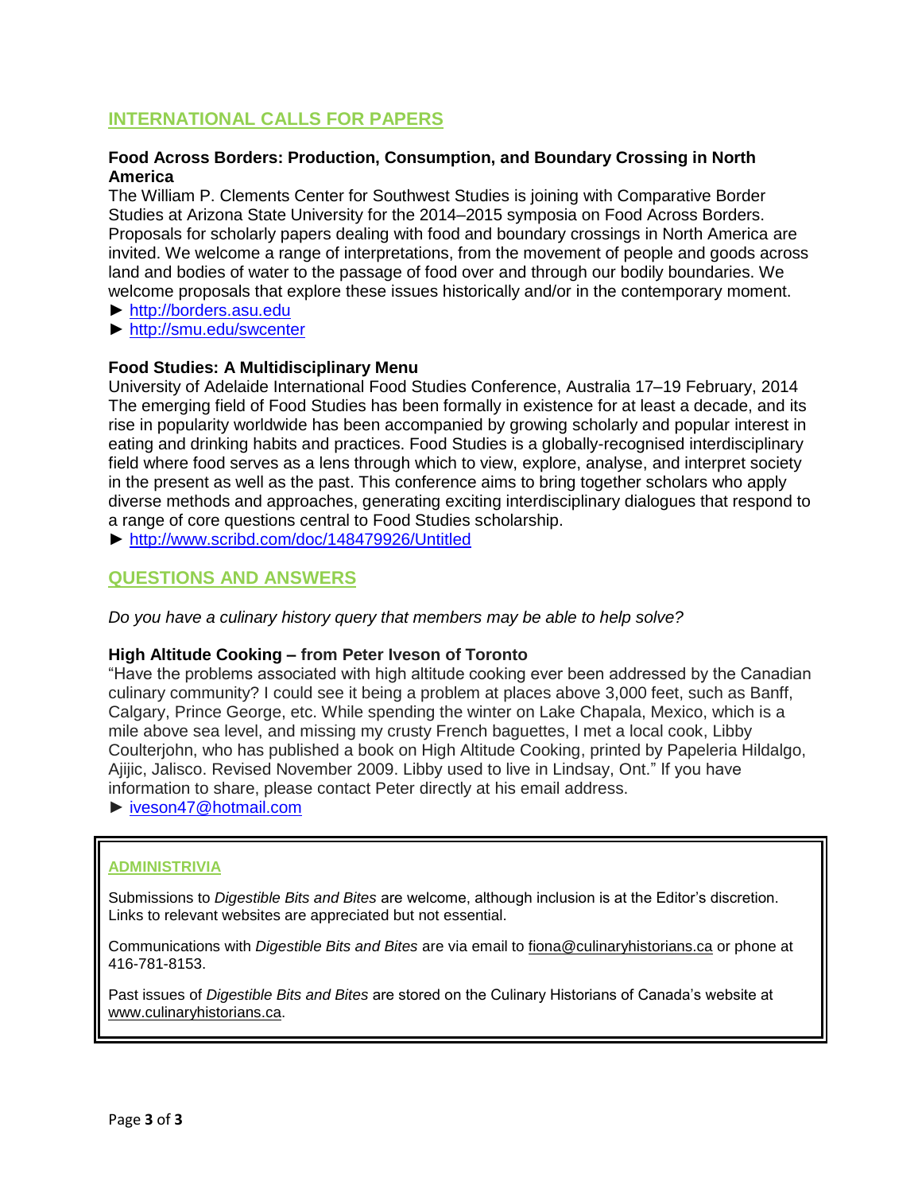## INTERNATIONAL CALLS FOR PAPERS

### Food Across Borders: Production, Consumption, and Boundary Crossing in North America

The William P. Clements Center for Southwest Studies is joining with Comparative Border Studies at Arizona State University for the 2014–2015 symposia on Food Across Borders. Proposals for scholarly papers dealing with food and boundary crossings in North America are invited. We welcome a range of interpretations, from the movement of people and goods across land and bodies of water to the passage of food over and through our bodily boundaries. We welcome proposals that explore these issues historically and/or in the contemporary moment.

► http://borders.asu.edu
► http://smu.edu/swcenter

### Food Studies: A Multidisciplinary Menu

University of Adelaide International Food Studies Conference, Australia 17–19 February, 2014
The emerging field of Food Studies has been formally in existence for at least a decade, and its rise in popularity worldwide has been accompanied by growing scholarly and popular interest in eating and drinking habits and practices. Food Studies is a globally-recognised interdisciplinary field where food serves as a lens through which to view, explore, analyse, and interpret society in the present as well as the past. This conference aims to bring together scholars who apply diverse methods and approaches, generating exciting interdisciplinary dialogues that respond to a range of core questions central to Food Studies scholarship.

► http://www.scribd.com/doc/148479926/Untitled

## QUESTIONS AND ANSWERS

*Do you have a culinary history query that members may be able to help solve?*

### High Altitude Cooking – from Peter Iveson of Toronto

"Have the problems associated with high altitude cooking ever been addressed by the Canadian culinary community? I could see it being a problem at places above 3,000 feet, such as Banff, Calgary, Prince George, etc. While spending the winter on Lake Chapala, Mexico, which is a mile above sea level, and missing my crusty French baguettes, I met a local cook, Libby Coulterjohn, who has published a book on High Altitude Cooking, printed by Papeleria Hildalgo, Ajijic, Jalisco. Revised November 2009. Libby used to live in Lindsay, Ont." If you have information to share, please contact Peter directly at his email address.

► iveson47@hotmail.com

## ADMINISTRIVIA

Submissions to *Digestible Bits and Bites* are welcome, although inclusion is at the Editor's discretion. Links to relevant websites are appreciated but not essential.

Communications with *Digestible Bits and Bites* are via email to fiona@culinaryhistorians.ca or phone at 416-781-8153.

Past issues of *Digestible Bits and Bites* are stored on the Culinary Historians of Canada's website at www.culinaryhistorians.ca.